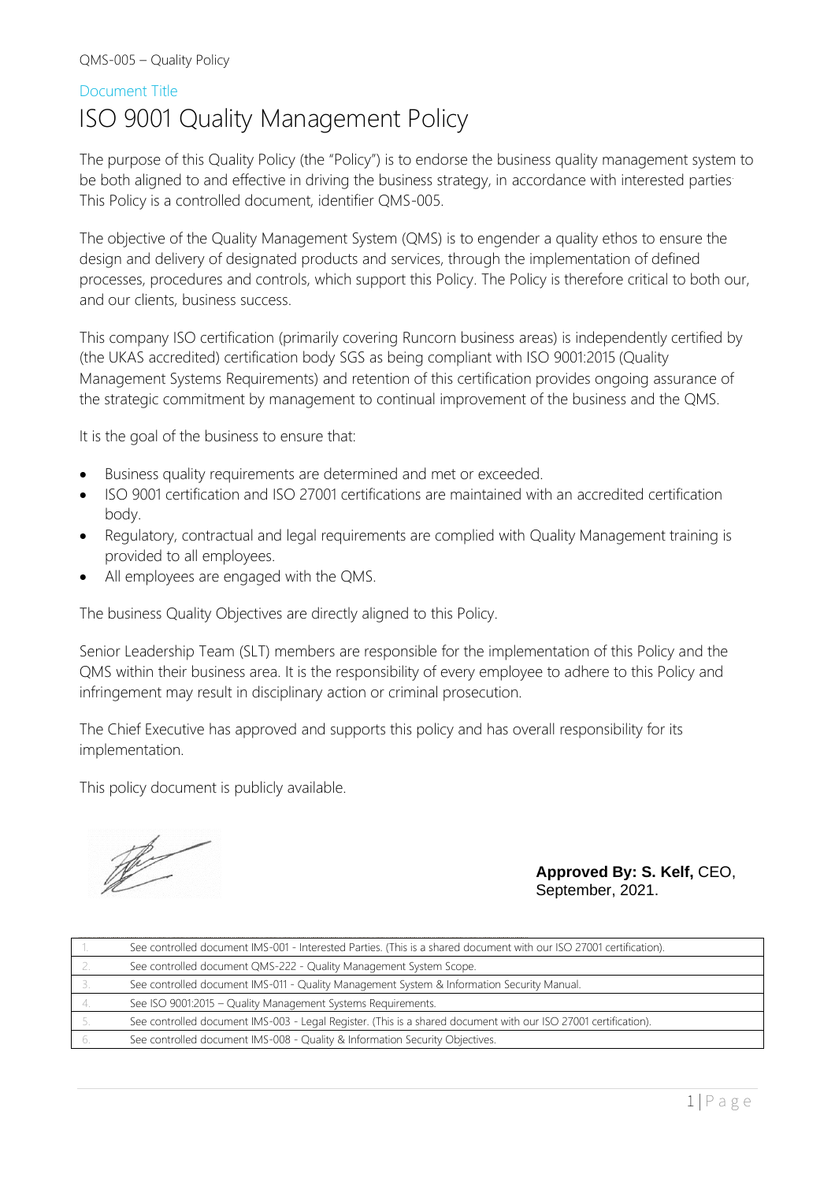QMS-005 – Quality Policy

Document Title

# ISO 9001 Quality Management Policy

The purpose of this Quality Policy (the "Policy") is to endorse the business quality management system to be both aligned to and effective in driving the business strategy, in accordance with interested parties. This Policy is a controlled document, identifier QMS-005.

The objective of the Quality Management System (QMS) is to engender a quality ethos to ensure the design and delivery of designated products and services, through the implementation of defined processes, procedures and controls, which support this Policy. The Policy is therefore critical to both our, and our clients, business success.

This company ISO certification (primarily covering Runcorn business areas) is independently certified by (the UKAS accredited) certification body SGS as being compliant with ISO 9001:2015 (Quality Management Systems Requirements) and retention of this certification provides ongoing assurance of the strategic commitment by management to continual improvement of the business and the QMS.

It is the goal of the business to ensure that:

- Business quality requirements are determined and met or exceeded.
- ISO 9001 certification and ISO 27001 certifications are maintained with an accredited certification body.
- Regulatory, contractual and legal requirements are complied with Quality Management training is provided to all employees.
- All employees are engaged with the QMS.

The business Quality Objectives are directly aligned to this Policy.

Senior Leadership Team (SLT) members are responsible for the implementation of this Policy and the QMS within their business area. It is the responsibility of every employee to adhere to this Policy and infringement may result in disciplinary action or criminal prosecution.

The Chief Executive has approved and supports this policy and has overall responsibility for its implementation.

This policy document is publicly available.

**Approved By: S. Kelf,** CEO, September, 2021.

| | |
|---|---|
| 1. | See controlled document IMS-001 - Interested Parties. (This is a shared document with our ISO 27001 certification). |
| 2. | See controlled document QMS-222 - Quality Management System Scope. |
| 3. | See controlled document IMS-011 - Quality Management System & Information Security Manual. |
| 4. | See ISO 9001:2015 – Quality Management Systems Requirements. |
| 5. | See controlled document IMS-003 - Legal Register. (This is a shared document with our ISO 27001 certification). |
| 6. | See controlled document IMS-008 - Quality & Information Security Objectives. |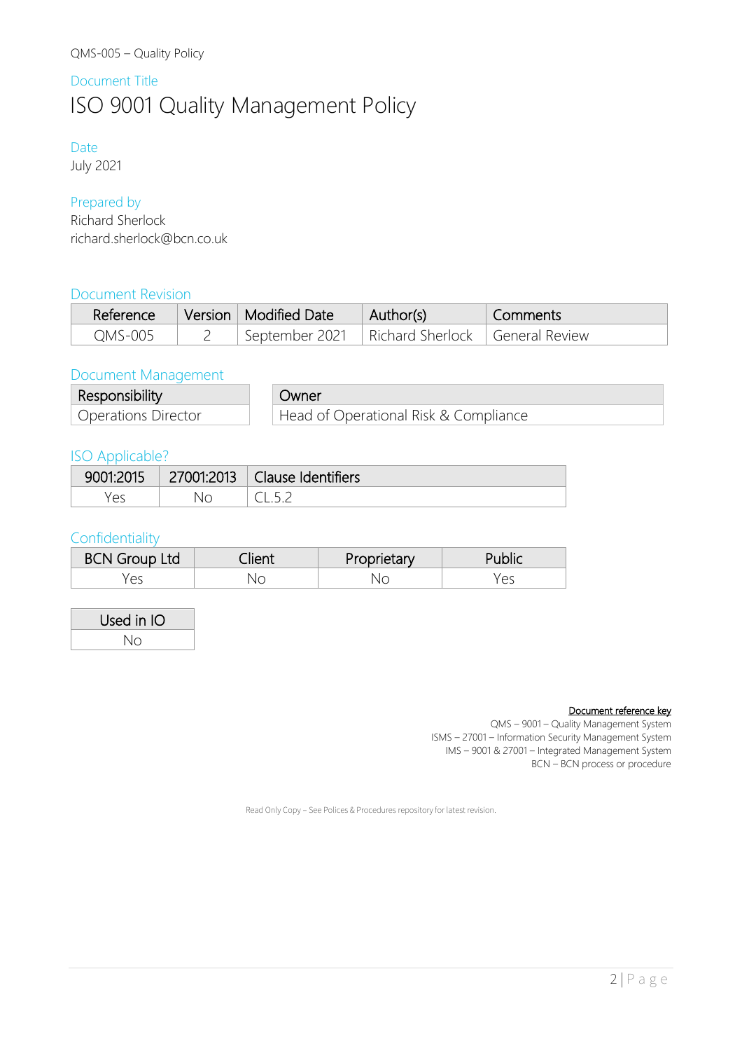QMS-005 – Quality Policy

## Document Title

# ISO 9001 Quality Management Policy

## Date

July 2021

## Prepared by

Richard Sherlock
richard.sherlock@bcn.co.uk

## Document Revision

| Reference | Version | Modified Date | Author(s) | Comments |
|---|---|---|---|---|
| QMS-005 | 2 | September 2021 | Richard Sherlock | General Review |

## Document Management

| Responsibility |
|---|
| Operations Director |

| Owner |
|---|
| Head of Operational Risk & Compliance |

## ISO Applicable?

| 9001:2015 | 27001:2013 | Clause Identifiers |
|---|---|---|
| Yes | No | CL.5.2 |

## Confidentiality

| BCN Group Ltd | Client | Proprietary | Public |
|---|---|---|---|
| Yes | No | No | Yes |

| Used in IO |
|---|
| No |

**Document reference key**

QMS – 9001 – Quality Management System
ISMS – 27001 – Information Security Management System
IMS – 9001 & 27001 – Integrated Management System
BCN – BCN process or procedure

Read Only Copy – See Polices & Procedures repository for latest revision.